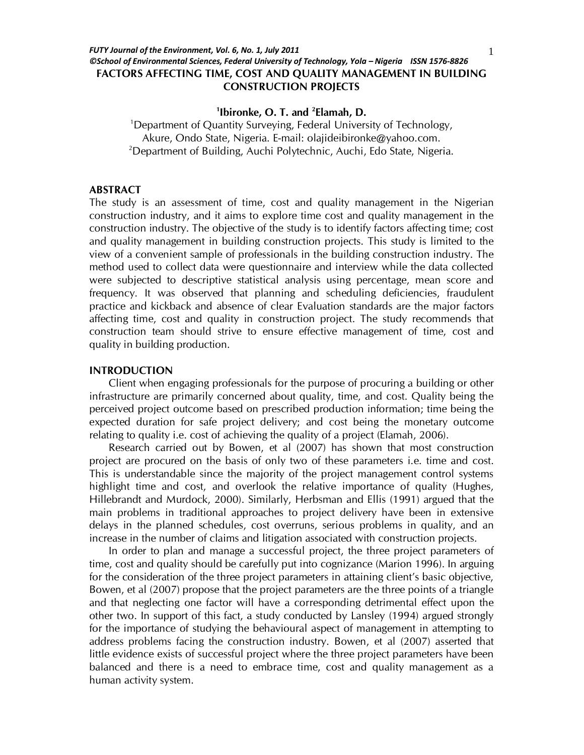# FACTORS AFFECTING TIME, COST AND QUALITY MANAGEMENT IN BUILDING CONSTRUCTION PROJECTS

**[1]Ibironke, O. T. and [2]Elamah, D.**

[1]Department of Quantity Surveying, Federal University of Technology, Akure, Ondo State, Nigeria. E-mail: olajideibironke@yahoo.com.

[2]Department of Building, Auchi Polytechnic, Auchi, Edo State, Nigeria.

## ABSTRACT

The study is an assessment of time, cost and quality management in the Nigerian construction industry, and it aims to explore time cost and quality management in the construction industry. The objective of the study is to identify factors affecting time; cost and quality management in building construction projects. This study is limited to the view of a convenient sample of professionals in the building construction industry. The method used to collect data were questionnaire and interview while the data collected were subjected to descriptive statistical analysis using percentage, mean score and frequency. It was observed that planning and scheduling deficiencies, fraudulent practice and kickback and absence of clear Evaluation standards are the major factors affecting time, cost and quality in construction project. The study recommends that construction team should strive to ensure effective management of time, cost and quality in building production.

## INTRODUCTION

Client when engaging professionals for the purpose of procuring a building or other infrastructure are primarily concerned about quality, time, and cost. Quality being the perceived project outcome based on prescribed production information; time being the expected duration for safe project delivery; and cost being the monetary outcome relating to quality i.e. cost of achieving the quality of a project (Elamah, 2006).

Research carried out by Bowen, et al (2007) has shown that most construction project are procured on the basis of only two of these parameters i.e. time and cost. This is understandable since the majority of the project management control systems highlight time and cost, and overlook the relative importance of quality (Hughes, Hillebrandt and Murdock, 2000). Similarly, Herbsman and Ellis (1991) argued that the main problems in traditional approaches to project delivery have been in extensive delays in the planned schedules, cost overruns, serious problems in quality, and an increase in the number of claims and litigation associated with construction projects.

In order to plan and manage a successful project, the three project parameters of time, cost and quality should be carefully put into cognizance (Marion 1996). In arguing for the consideration of the three project parameters in attaining client's basic objective, Bowen, et al (2007) propose that the project parameters are the three points of a triangle and that neglecting one factor will have a corresponding detrimental effect upon the other two. In support of this fact, a study conducted by Lansley (1994) argued strongly for the importance of studying the behavioural aspect of management in attempting to address problems facing the construction industry. Bowen, et al (2007) asserted that little evidence exists of successful project where the three project parameters have been balanced and there is a need to embrace time, cost and quality management as a human activity system.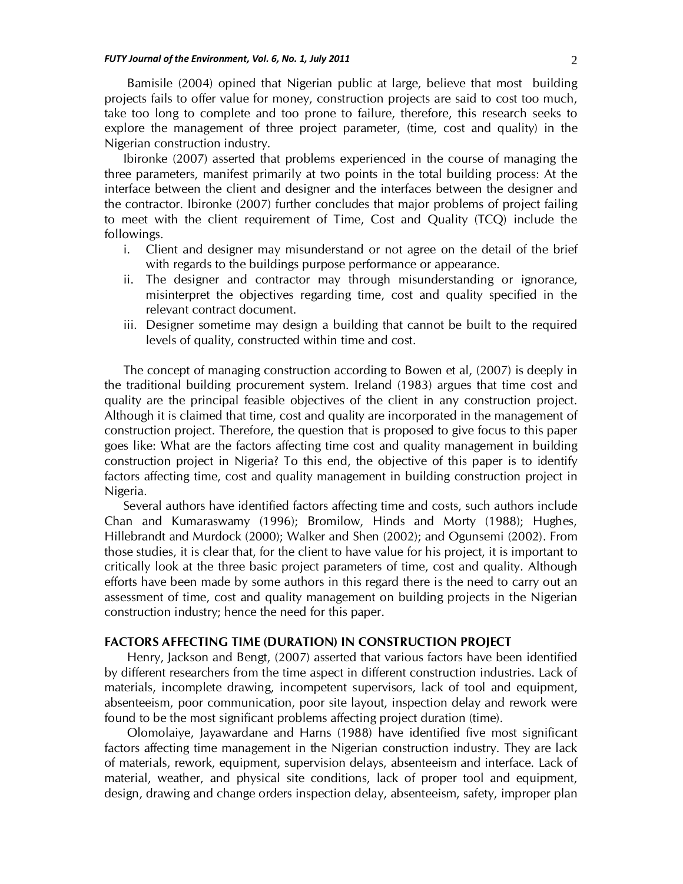Bamisile (2004) opined that Nigerian public at large, believe that most building projects fails to offer value for money, construction projects are said to cost too much, take too long to complete and too prone to failure, therefore, this research seeks to explore the management of three project parameter, (time, cost and quality) in the Nigerian construction industry.

Ibironke (2007) asserted that problems experienced in the course of managing the three parameters, manifest primarily at two points in the total building process: At the interface between the client and designer and the interfaces between the designer and the contractor. Ibironke (2007) further concludes that major problems of project failing to meet with the client requirement of Time, Cost and Quality (TCQ) include the followings.

i. Client and designer may misunderstand or not agree on the detail of the brief with regards to the buildings purpose performance or appearance.
ii. The designer and contractor may through misunderstanding or ignorance, misinterpret the objectives regarding time, cost and quality specified in the relevant contract document.
iii. Designer sometime may design a building that cannot be built to the required levels of quality, constructed within time and cost.

The concept of managing construction according to Bowen et al, (2007) is deeply in the traditional building procurement system. Ireland (1983) argues that time cost and quality are the principal feasible objectives of the client in any construction project. Although it is claimed that time, cost and quality are incorporated in the management of construction project. Therefore, the question that is proposed to give focus to this paper goes like: What are the factors affecting time cost and quality management in building construction project in Nigeria? To this end, the objective of this paper is to identify factors affecting time, cost and quality management in building construction project in Nigeria.

Several authors have identified factors affecting time and costs, such authors include Chan and Kumaraswamy (1996); Bromilow, Hinds and Morty (1988); Hughes, Hillebrandt and Murdock (2000); Walker and Shen (2002); and Ogunsemi (2002). From those studies, it is clear that, for the client to have value for his project, it is important to critically look at the three basic project parameters of time, cost and quality. Although efforts have been made by some authors in this regard there is the need to carry out an assessment of time, cost and quality management on building projects in the Nigerian construction industry; hence the need for this paper.

## FACTORS AFFECTING TIME (DURATION) IN CONSTRUCTION PROJECT

Henry, Jackson and Bengt, (2007) asserted that various factors have been identified by different researchers from the time aspect in different construction industries. Lack of materials, incomplete drawing, incompetent supervisors, lack of tool and equipment, absenteeism, poor communication, poor site layout, inspection delay and rework were found to be the most significant problems affecting project duration (time).

Olomolaiye, Jayawardane and Harns (1988) have identified five most significant factors affecting time management in the Nigerian construction industry. They are lack of materials, rework, equipment, supervision delays, absenteeism and interface. Lack of material, weather, and physical site conditions, lack of proper tool and equipment, design, drawing and change orders inspection delay, absenteeism, safety, improper plan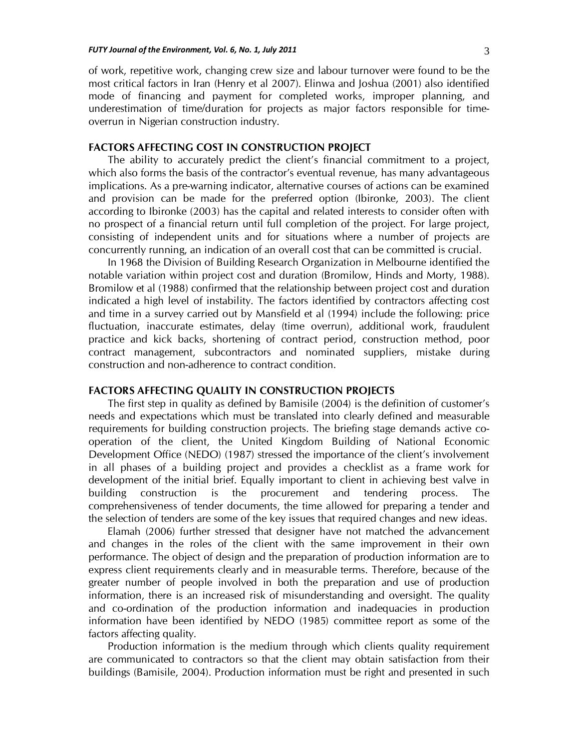of work, repetitive work, changing crew size and labour turnover were found to be the most critical factors in Iran (Henry et al 2007). Elinwa and Joshua (2001) also identified mode of financing and payment for completed works, improper planning, and underestimation of time/duration for projects as major factors responsible for time-overrun in Nigerian construction industry.

## FACTORS AFFECTING COST IN CONSTRUCTION PROJECT

The ability to accurately predict the client's financial commitment to a project, which also forms the basis of the contractor's eventual revenue, has many advantageous implications. As a pre-warning indicator, alternative courses of actions can be examined and provision can be made for the preferred option (Ibironke, 2003). The client according to Ibironke (2003) has the capital and related interests to consider often with no prospect of a financial return until full completion of the project. For large project, consisting of independent units and for situations where a number of projects are concurrently running, an indication of an overall cost that can be committed is crucial.

In 1968 the Division of Building Research Organization in Melbourne identified the notable variation within project cost and duration (Bromilow, Hinds and Morty, 1988). Bromilow et al (1988) confirmed that the relationship between project cost and duration indicated a high level of instability. The factors identified by contractors affecting cost and time in a survey carried out by Mansfield et al (1994) include the following: price fluctuation, inaccurate estimates, delay (time overrun), additional work, fraudulent practice and kick backs, shortening of contract period, construction method, poor contract management, subcontractors and nominated suppliers, mistake during construction and non-adherence to contract condition.

## FACTORS AFFECTING QUALITY IN CONSTRUCTION PROJECTS

The first step in quality as defined by Bamisile (2004) is the definition of customer's needs and expectations which must be translated into clearly defined and measurable requirements for building construction projects. The briefing stage demands active co-operation of the client, the United Kingdom Building of National Economic Development Office (NEDO) (1987) stressed the importance of the client's involvement in all phases of a building project and provides a checklist as a frame work for development of the initial brief. Equally important to client in achieving best valve in building construction is the procurement and tendering process. The comprehensiveness of tender documents, the time allowed for preparing a tender and the selection of tenders are some of the key issues that required changes and new ideas.

Elamah (2006) further stressed that designer have not matched the advancement and changes in the roles of the client with the same improvement in their own performance. The object of design and the preparation of production information are to express client requirements clearly and in measurable terms. Therefore, because of the greater number of people involved in both the preparation and use of production information, there is an increased risk of misunderstanding and oversight. The quality and co-ordination of the production information and inadequacies in production information have been identified by NEDO (1985) committee report as some of the factors affecting quality.

Production information is the medium through which clients quality requirement are communicated to contractors so that the client may obtain satisfaction from their buildings (Bamisile, 2004). Production information must be right and presented in such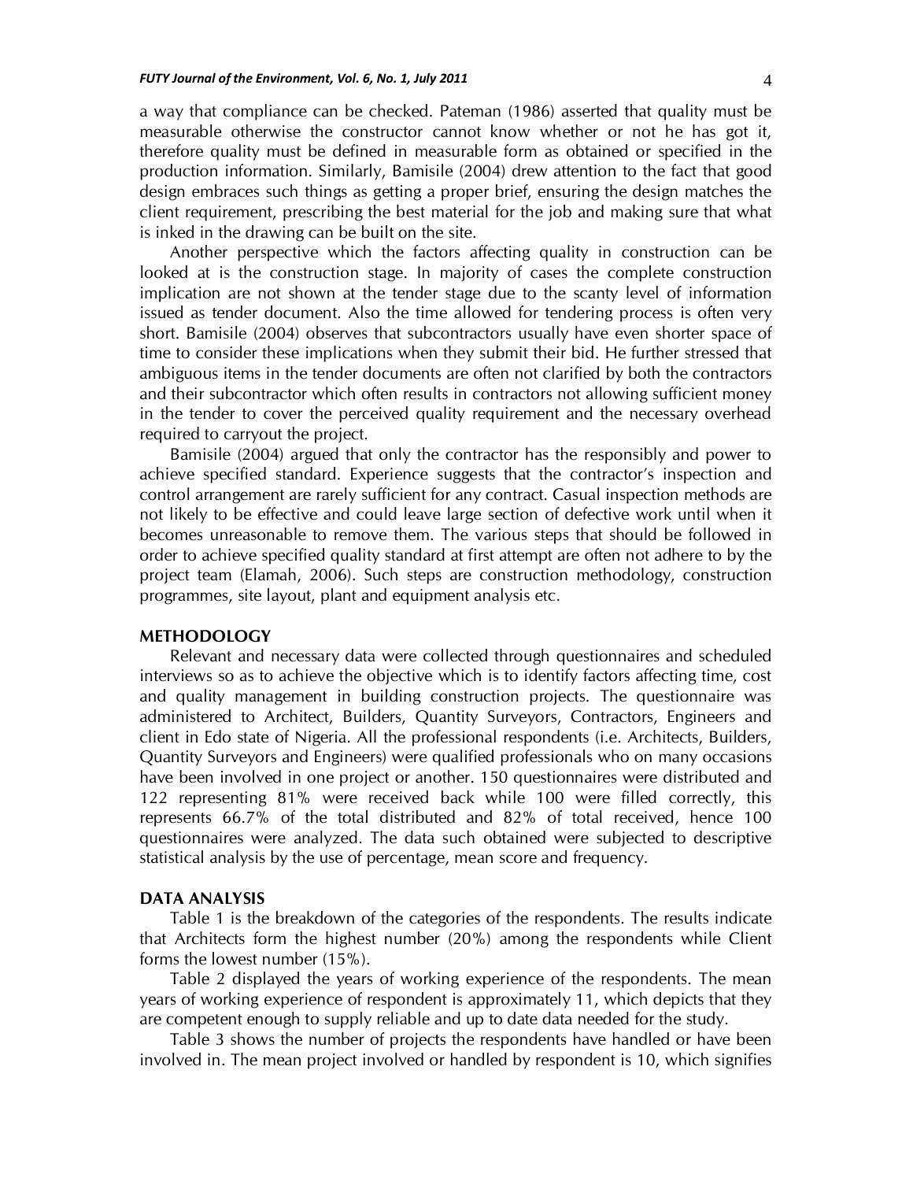a way that compliance can be checked. Pateman (1986) asserted that quality must be measurable otherwise the constructor cannot know whether or not he has got it, therefore quality must be defined in measurable form as obtained or specified in the production information. Similarly, Bamisile (2004) drew attention to the fact that good design embraces such things as getting a proper brief, ensuring the design matches the client requirement, prescribing the best material for the job and making sure that what is inked in the drawing can be built on the site.

Another perspective which the factors affecting quality in construction can be looked at is the construction stage. In majority of cases the complete construction implication are not shown at the tender stage due to the scanty level of information issued as tender document. Also the time allowed for tendering process is often very short. Bamisile (2004) observes that subcontractors usually have even shorter space of time to consider these implications when they submit their bid. He further stressed that ambiguous items in the tender documents are often not clarified by both the contractors and their subcontractor which often results in contractors not allowing sufficient money in the tender to cover the perceived quality requirement and the necessary overhead required to carryout the project.

Bamisile (2004) argued that only the contractor has the responsibly and power to achieve specified standard. Experience suggests that the contractor's inspection and control arrangement are rarely sufficient for any contract. Casual inspection methods are not likely to be effective and could leave large section of defective work until when it becomes unreasonable to remove them. The various steps that should be followed in order to achieve specified quality standard at first attempt are often not adhere to by the project team (Elamah, 2006). Such steps are construction methodology, construction programmes, site layout, plant and equipment analysis etc.

## METHODOLOGY

Relevant and necessary data were collected through questionnaires and scheduled interviews so as to achieve the objective which is to identify factors affecting time, cost and quality management in building construction projects. The questionnaire was administered to Architect, Builders, Quantity Surveyors, Contractors, Engineers and client in Edo state of Nigeria. All the professional respondents (i.e. Architects, Builders, Quantity Surveyors and Engineers) were qualified professionals who on many occasions have been involved in one project or another. 150 questionnaires were distributed and 122 representing 81% were received back while 100 were filled correctly, this represents 66.7% of the total distributed and 82% of total received, hence 100 questionnaires were analyzed. The data such obtained were subjected to descriptive statistical analysis by the use of percentage, mean score and frequency.

## DATA ANALYSIS

Table 1 is the breakdown of the categories of the respondents. The results indicate that Architects form the highest number (20%) among the respondents while Client forms the lowest number (15%).

Table 2 displayed the years of working experience of the respondents. The mean years of working experience of respondent is approximately 11, which depicts that they are competent enough to supply reliable and up to date data needed for the study.

Table 3 shows the number of projects the respondents have handled or have been involved in. The mean project involved or handled by respondent is 10, which signifies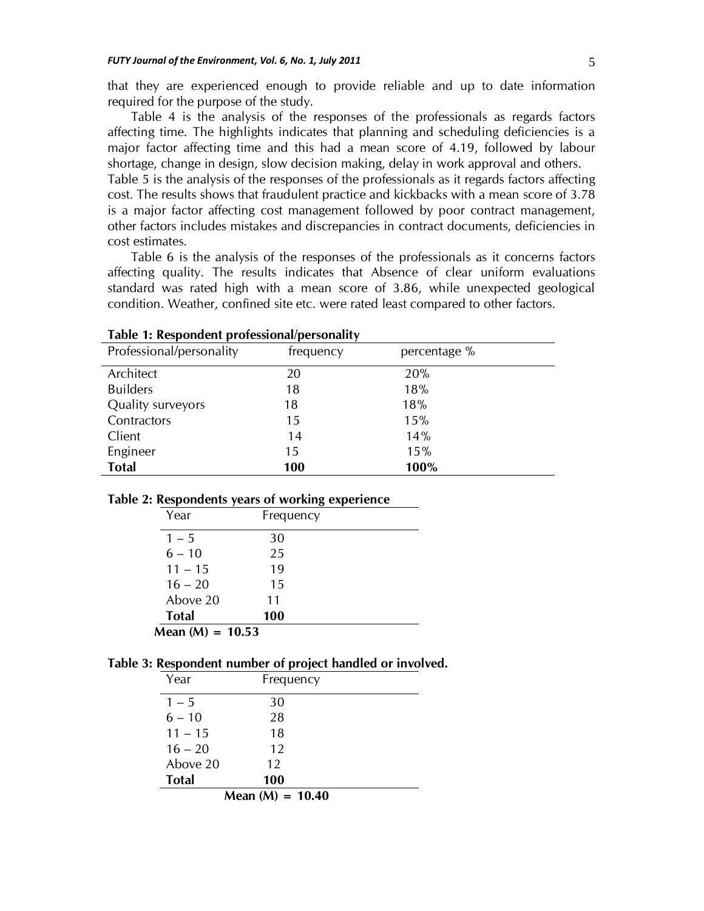that they are experienced enough to provide reliable and up to date information required for the purpose of the study.

Table 4 is the analysis of the responses of the professionals as regards factors affecting time. The highlights indicates that planning and scheduling deficiencies is a major factor affecting time and this had a mean score of 4.19, followed by labour shortage, change in design, slow decision making, delay in work approval and others.

Table 5 is the analysis of the responses of the professionals as it regards factors affecting cost. The results shows that fraudulent practice and kickbacks with a mean score of 3.78 is a major factor affecting cost management followed by poor contract management, other factors includes mistakes and discrepancies in contract documents, deficiencies in cost estimates.

Table 6 is the analysis of the responses of the professionals as it concerns factors affecting quality. The results indicates that Absence of clear uniform evaluations standard was rated high with a mean score of 3.86, while unexpected geological condition. Weather, confined site etc. were rated least compared to other factors.

**Table 1: Respondent professional/personality**

| Professional/personality | frequency | percentage % |
|---|---|---|
| Architect | 20 | 20% |
| Builders | 18 | 18% |
| Quality surveyors | 18 | 18% |
| Contractors | 15 | 15% |
| Client | 14 | 14% |
| Engineer | 15 | 15% |
| **Total** | **100** | **100%** |

**Table 2: Respondents years of working experience**

| Year | Frequency |
|---|---|
| 1 – 5 | 30 |
| 6 – 10 | 25 |
| 11 – 15 | 19 |
| 16 – 20 | 15 |
| Above 20 | 11 |
| **Total** | **100** |

**Mean (M) = 10.53**

**Table 3: Respondent number of project handled or involved.**

| Year | Frequency |
|---|---|
| 1 – 5 | 30 |
| 6 – 10 | 28 |
| 11 – 15 | 18 |
| 16 – 20 | 12 |
| Above 20 | 12 |
| **Total** | **100** |

**Mean (M) = 10.40**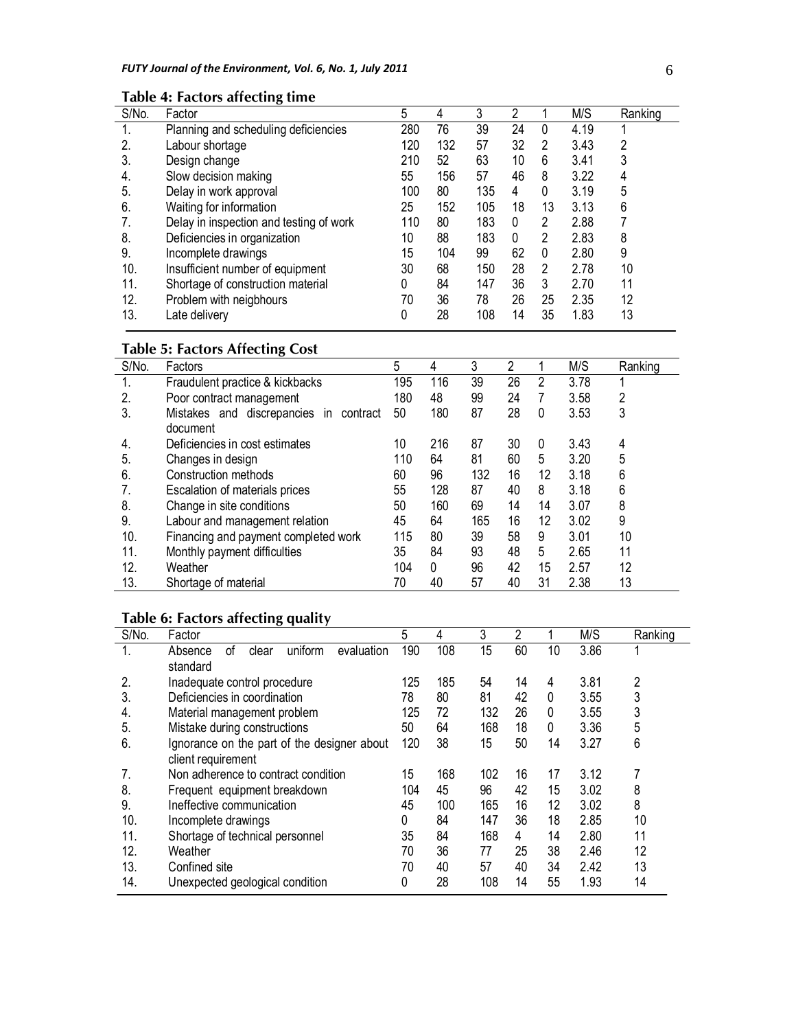**Table 4: Factors affecting time**

| S/No. | Factor | 5 | 4 | 3 | 2 | 1 | M/S | Ranking |
|---|---|---|---|---|---|---|---|---|
| 1. | Planning and scheduling deficiencies | 280 | 76 | 39 | 24 | 0 | 4.19 | 1 |
| 2. | Labour shortage | 120 | 132 | 57 | 32 | 2 | 3.43 | 2 |
| 3. | Design change | 210 | 52 | 63 | 10 | 6 | 3.41 | 3 |
| 4. | Slow decision making | 55 | 156 | 57 | 46 | 8 | 3.22 | 4 |
| 5. | Delay in work approval | 100 | 80 | 135 | 4 | 0 | 3.19 | 5 |
| 6. | Waiting for information | 25 | 152 | 105 | 18 | 13 | 3.13 | 6 |
| 7. | Delay in inspection and testing of work | 110 | 80 | 183 | 0 | 2 | 2.88 | 7 |
| 8. | Deficiencies in organization | 10 | 88 | 183 | 0 | 2 | 2.83 | 8 |
| 9. | Incomplete drawings | 15 | 104 | 99 | 62 | 0 | 2.80 | 9 |
| 10. | Insufficient number of equipment | 30 | 68 | 150 | 28 | 2 | 2.78 | 10 |
| 11. | Shortage of construction material | 0 | 84 | 147 | 36 | 3 | 2.70 | 11 |
| 12. | Problem with neigbhours | 70 | 36 | 78 | 26 | 25 | 2.35 | 12 |
| 13. | Late delivery | 0 | 28 | 108 | 14 | 35 | 1.83 | 13 |

**Table 5: Factors Affecting Cost**

| S/No. | Factors | 5 | 4 | 3 | 2 | 1 | M/S | Ranking |
|---|---|---|---|---|---|---|---|---|
| 1. | Fraudulent practice & kickbacks | 195 | 116 | 39 | 26 | 2 | 3.78 | 1 |
| 2. | Poor contract management | 180 | 48 | 99 | 24 | 7 | 3.58 | 2 |
| 3. | Mistakes and discrepancies in contract document | 50 | 180 | 87 | 28 | 0 | 3.53 | 3 |
| 4. | Deficiencies in cost estimates | 10 | 216 | 87 | 30 | 0 | 3.43 | 4 |
| 5. | Changes in design | 110 | 64 | 81 | 60 | 5 | 3.20 | 5 |
| 6. | Construction methods | 60 | 96 | 132 | 16 | 12 | 3.18 | 6 |
| 7. | Escalation of materials prices | 55 | 128 | 87 | 40 | 8 | 3.18 | 6 |
| 8. | Change in site conditions | 50 | 160 | 69 | 14 | 14 | 3.07 | 8 |
| 9. | Labour and management relation | 45 | 64 | 165 | 16 | 12 | 3.02 | 9 |
| 10. | Financing and payment completed work | 115 | 80 | 39 | 58 | 9 | 3.01 | 10 |
| 11. | Monthly payment difficulties | 35 | 84 | 93 | 48 | 5 | 2.65 | 11 |
| 12. | Weather | 104 | 0 | 96 | 42 | 15 | 2.57 | 12 |
| 13. | Shortage of material | 70 | 40 | 57 | 40 | 31 | 2.38 | 13 |

**Table 6: Factors affecting quality**

| S/No. | Factor | 5 | 4 | 3 | 2 | 1 | M/S | Ranking |
|---|---|---|---|---|---|---|---|---|
| 1. | Absence of clear uniform evaluation standard | 190 | 108 | 15 | 60 | 10 | 3.86 | 1 |
| 2. | Inadequate control procedure | 125 | 185 | 54 | 14 | 4 | 3.81 | 2 |
| 3. | Deficiencies in coordination | 78 | 80 | 81 | 42 | 0 | 3.55 | 3 |
| 4. | Material management problem | 125 | 72 | 132 | 26 | 0 | 3.55 | 3 |
| 5. | Mistake during constructions | 50 | 64 | 168 | 18 | 0 | 3.36 | 5 |
| 6. | Ignorance on the part of the designer about client requirement | 120 | 38 | 15 | 50 | 14 | 3.27 | 6 |
| 7. | Non adherence to contract condition | 15 | 168 | 102 | 16 | 17 | 3.12 | 7 |
| 8. | Frequent equipment breakdown | 104 | 45 | 96 | 42 | 15 | 3.02 | 8 |
| 9. | Ineffective communication | 45 | 100 | 165 | 16 | 12 | 3.02 | 8 |
| 10. | Incomplete drawings | 0 | 84 | 147 | 36 | 18 | 2.85 | 10 |
| 11. | Shortage of technical personnel | 35 | 84 | 168 | 4 | 14 | 2.80 | 11 |
| 12. | Weather | 70 | 36 | 77 | 25 | 38 | 2.46 | 12 |
| 13. | Confined site | 70 | 40 | 57 | 40 | 34 | 2.42 | 13 |
| 14. | Unexpected geological condition | 0 | 28 | 108 | 14 | 55 | 1.93 | 14 |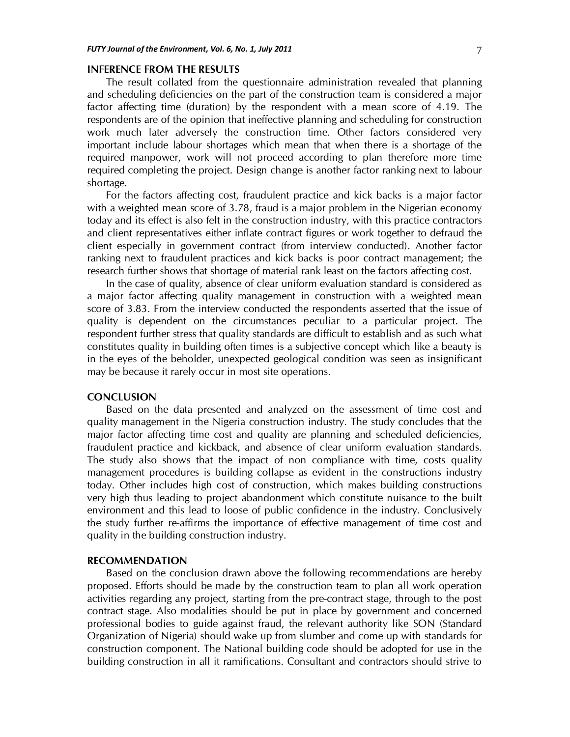## INFERENCE FROM THE RESULTS

The result collated from the questionnaire administration revealed that planning and scheduling deficiencies on the part of the construction team is considered a major factor affecting time (duration) by the respondent with a mean score of 4.19. The respondents are of the opinion that ineffective planning and scheduling for construction work much later adversely the construction time. Other factors considered very important include labour shortages which mean that when there is a shortage of the required manpower, work will not proceed according to plan therefore more time required completing the project. Design change is another factor ranking next to labour shortage.

For the factors affecting cost, fraudulent practice and kick backs is a major factor with a weighted mean score of 3.78, fraud is a major problem in the Nigerian economy today and its effect is also felt in the construction industry, with this practice contractors and client representatives either inflate contract figures or work together to defraud the client especially in government contract (from interview conducted). Another factor ranking next to fraudulent practices and kick backs is poor contract management; the research further shows that shortage of material rank least on the factors affecting cost.

In the case of quality, absence of clear uniform evaluation standard is considered as a major factor affecting quality management in construction with a weighted mean score of 3.83. From the interview conducted the respondents asserted that the issue of quality is dependent on the circumstances peculiar to a particular project. The respondent further stress that quality standards are difficult to establish and as such what constitutes quality in building often times is a subjective concept which like a beauty is in the eyes of the beholder, unexpected geological condition was seen as insignificant may be because it rarely occur in most site operations.

## CONCLUSION

Based on the data presented and analyzed on the assessment of time cost and quality management in the Nigeria construction industry. The study concludes that the major factor affecting time cost and quality are planning and scheduled deficiencies, fraudulent practice and kickback, and absence of clear uniform evaluation standards. The study also shows that the impact of non compliance with time, costs quality management procedures is building collapse as evident in the constructions industry today. Other includes high cost of construction, which makes building constructions very high thus leading to project abandonment which constitute nuisance to the built environment and this lead to loose of public confidence in the industry. Conclusively the study further re-affirms the importance of effective management of time cost and quality in the building construction industry.

## RECOMMENDATION

Based on the conclusion drawn above the following recommendations are hereby proposed. Efforts should be made by the construction team to plan all work operation activities regarding any project, starting from the pre-contract stage, through to the post contract stage. Also modalities should be put in place by government and concerned professional bodies to guide against fraud, the relevant authority like SON (Standard Organization of Nigeria) should wake up from slumber and come up with standards for construction component. The National building code should be adopted for use in the building construction in all it ramifications. Consultant and contractors should strive to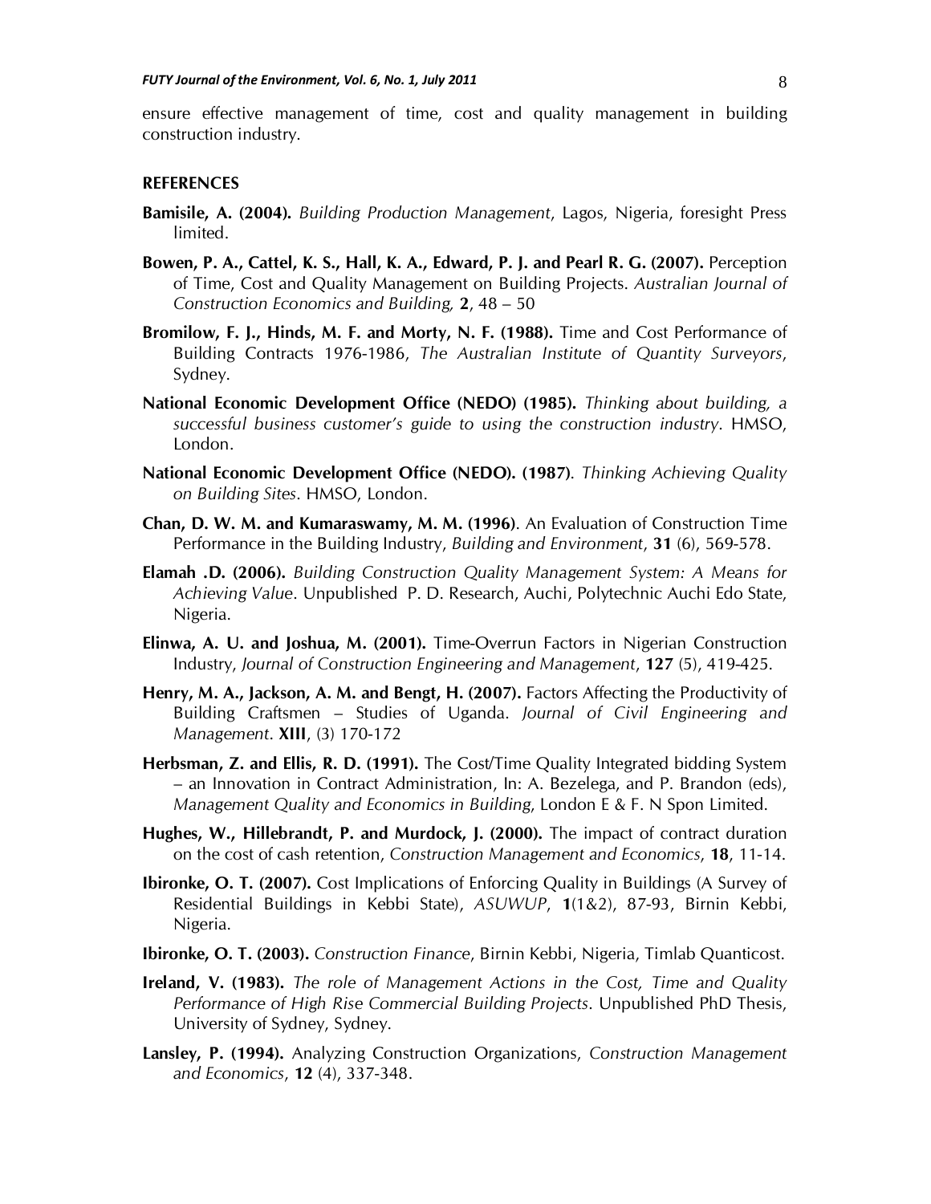ensure effective management of time, cost and quality management in building construction industry.

## REFERENCES

**Bamisile, A. (2004).** *Building Production Management*, Lagos, Nigeria, foresight Press limited.

**Bowen, P. A., Cattel, K. S., Hall, K. A., Edward, P. J. and Pearl R. G. (2007).** Perception of Time, Cost and Quality Management on Building Projects. *Australian Journal of Construction Economics and Building,* **2**, 48 – 50

**Bromilow, F. J., Hinds, M. F. and Morty, N. F. (1988).** Time and Cost Performance of Building Contracts 1976-1986, *The Australian Institute of Quantity Surveyors*, Sydney.

**National Economic Development Office (NEDO) (1985).** *Thinking about building, a successful business customer's guide to using the construction industry*. HMSO, London.

**National Economic Development Office (NEDO). (1987)**. *Thinking Achieving Quality on Building Sites*. HMSO, London.

**Chan, D. W. M. and Kumaraswamy, M. M. (1996)**. An Evaluation of Construction Time Performance in the Building Industry, *Building and Environment*, **31** (6), 569-578.

**Elamah .D. (2006).** *Building Construction Quality Management System: A Means for Achieving Value*. Unpublished P. D. Research, Auchi, Polytechnic Auchi Edo State, Nigeria.

**Elinwa, A. U. and Joshua, M. (2001).** Time-Overrun Factors in Nigerian Construction Industry, *Journal of Construction Engineering and Management*, **127** (5), 419-425.

**Henry, M. A., Jackson, A. M. and Bengt, H. (2007).** Factors Affecting the Productivity of Building Craftsmen – Studies of Uganda. *Journal of Civil Engineering and Management*. **XIII**, (3) 170-172

**Herbsman, Z. and Ellis, R. D. (1991).** The Cost/Time Quality Integrated bidding System – an Innovation in Contract Administration, In: A. Bezelega, and P. Brandon (eds), *Management Quality and Economics in Building*, London E & F. N Spon Limited.

**Hughes, W., Hillebrandt, P. and Murdock, J. (2000).** The impact of contract duration on the cost of cash retention, *Construction Management and Economics*, **18**, 11-14.

**Ibironke, O. T. (2007).** Cost Implications of Enforcing Quality in Buildings (A Survey of Residential Buildings in Kebbi State), *ASUWUP*, **1**(1&2), 87-93, Birnin Kebbi, Nigeria.

**Ibironke, O. T. (2003).** *Construction Finance*, Birnin Kebbi, Nigeria, Timlab Quanticost.

**Ireland, V. (1983).** *The role of Management Actions in the Cost, Time and Quality Performance of High Rise Commercial Building Projects*. Unpublished PhD Thesis, University of Sydney, Sydney.

**Lansley, P. (1994).** Analyzing Construction Organizations, *Construction Management and Economics*, **12** (4), 337-348.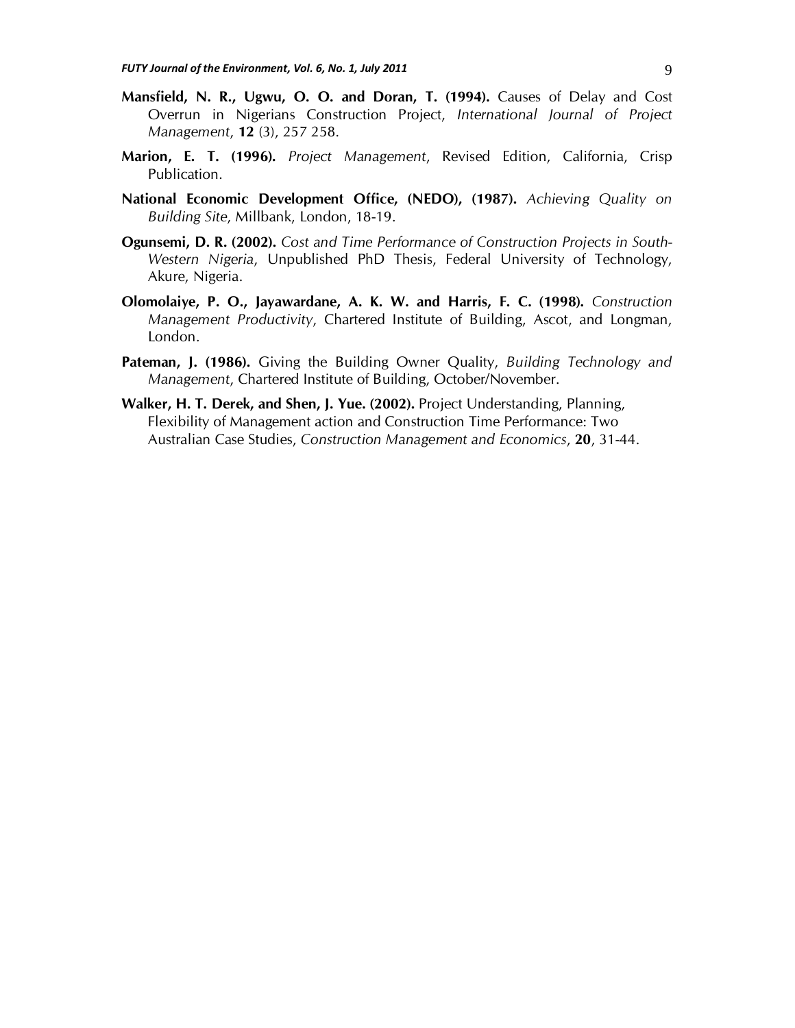**Mansfield, N. R., Ugwu, O. O. and Doran, T. (1994).** Causes of Delay and Cost Overrun in Nigerians Construction Project, *International Journal of Project Management*, **12** (3), 257 258.

**Marion, E. T. (1996).** *Project Management*, Revised Edition, California, Crisp Publication.

**National Economic Development Office, (NEDO), (1987).** *Achieving Quality on Building Site*, Millbank, London, 18-19.

**Ogunsemi, D. R. (2002).** *Cost and Time Performance of Construction Projects in South-Western Nigeria*, Unpublished PhD Thesis, Federal University of Technology, Akure, Nigeria.

**Olomolaiye, P. O., Jayawardane, A. K. W. and Harris, F. C. (1998).** *Construction Management Productivity*, Chartered Institute of Building, Ascot, and Longman, London.

**Pateman, J. (1986).** Giving the Building Owner Quality, *Building Technology and Management*, Chartered Institute of Building, October/November.

**Walker, H. T. Derek, and Shen, J. Yue. (2002).** Project Understanding, Planning, Flexibility of Management action and Construction Time Performance: Two Australian Case Studies, *Construction Management and Economics*, **20**, 31-44.